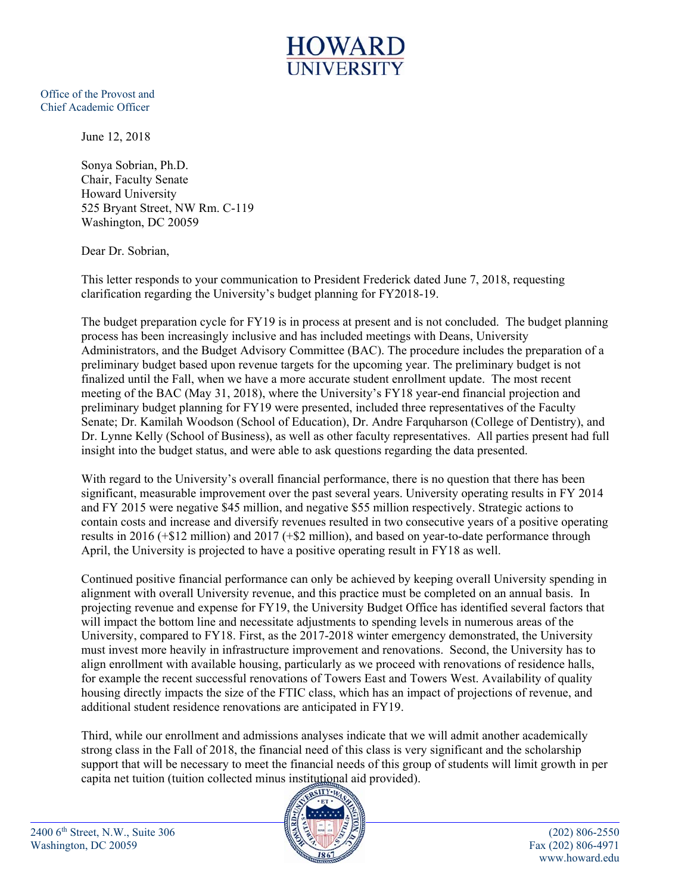# HOWARD UNIVERSITY

Office of the Provost and
Chief Academic Officer

June 12, 2018

Sonya Sobrian, Ph.D.
Chair, Faculty Senate
Howard University
525 Bryant Street, NW Rm. C-119
Washington, DC 20059

Dear Dr. Sobrian,

This letter responds to your communication to President Frederick dated June 7, 2018, requesting clarification regarding the University's budget planning for FY2018-19.

The budget preparation cycle for FY19 is in process at present and is not concluded. The budget planning process has been increasingly inclusive and has included meetings with Deans, University Administrators, and the Budget Advisory Committee (BAC). The procedure includes the preparation of a preliminary budget based upon revenue targets for the upcoming year. The preliminary budget is not finalized until the Fall, when we have a more accurate student enrollment update. The most recent meeting of the BAC (May 31, 2018), where the University's FY18 year-end financial projection and preliminary budget planning for FY19 were presented, included three representatives of the Faculty Senate; Dr. Kamilah Woodson (School of Education), Dr. Andre Farquharson (College of Dentistry), and Dr. Lynne Kelly (School of Business), as well as other faculty representatives. All parties present had full insight into the budget status, and were able to ask questions regarding the data presented.

With regard to the University's overall financial performance, there is no question that there has been significant, measurable improvement over the past several years. University operating results in FY 2014 and FY 2015 were negative $45 million, and negative $55 million respectively. Strategic actions to contain costs and increase and diversify revenues resulted in two consecutive years of a positive operating results in 2016 (+$12 million) and 2017 (+$2 million), and based on year-to-date performance through April, the University is projected to have a positive operating result in FY18 as well.

Continued positive financial performance can only be achieved by keeping overall University spending in alignment with overall University revenue, and this practice must be completed on an annual basis. In projecting revenue and expense for FY19, the University Budget Office has identified several factors that will impact the bottom line and necessitate adjustments to spending levels in numerous areas of the University, compared to FY18. First, as the 2017-2018 winter emergency demonstrated, the University must invest more heavily in infrastructure improvement and renovations. Second, the University has to align enrollment with available housing, particularly as we proceed with renovations of residence halls, for example the recent successful renovations of Towers East and Towers West. Availability of quality housing directly impacts the size of the FTIC class, which has an impact of projections of revenue, and additional student residence renovations are anticipated in FY19.

Third, while our enrollment and admissions analyses indicate that we will admit another academically strong class in the Fall of 2018, the financial need of this class is very significant and the scholarship support that will be necessary to meet the financial needs of this group of students will limit growth in per capita net tuition (tuition collected minus institutional aid provided).

2400 6th Street, N.W., Suite 306
Washington, DC 20059

(202) 806-2550
Fax (202) 806-4971
www.howard.edu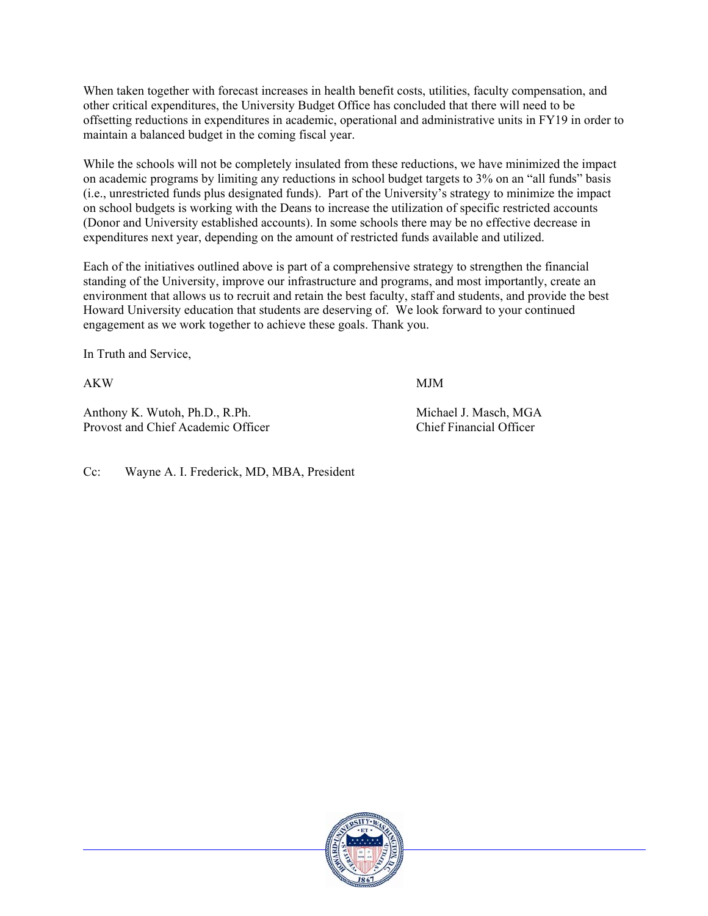When taken together with forecast increases in health benefit costs, utilities, faculty compensation, and other critical expenditures, the University Budget Office has concluded that there will need to be offsetting reductions in expenditures in academic, operational and administrative units in FY19 in order to maintain a balanced budget in the coming fiscal year.

While the schools will not be completely insulated from these reductions, we have minimized the impact on academic programs by limiting any reductions in school budget targets to 3% on an "all funds" basis (i.e., unrestricted funds plus designated funds). Part of the University's strategy to minimize the impact on school budgets is working with the Deans to increase the utilization of specific restricted accounts (Donor and University established accounts). In some schools there may be no effective decrease in expenditures next year, depending on the amount of restricted funds available and utilized.

Each of the initiatives outlined above is part of a comprehensive strategy to strengthen the financial standing of the University, improve our infrastructure and programs, and most importantly, create an environment that allows us to recruit and retain the best faculty, staff and students, and provide the best Howard University education that students are deserving of. We look forward to your continued engagement as we work together to achieve these goals. Thank you.

In Truth and Service,

AKW

Anthony K. Wutoh, Ph.D., R.Ph.
Provost and Chief Academic Officer

MJM

Michael J. Masch, MGA
Chief Financial Officer

Cc: Wayne A. I. Frederick, MD, MBA, President